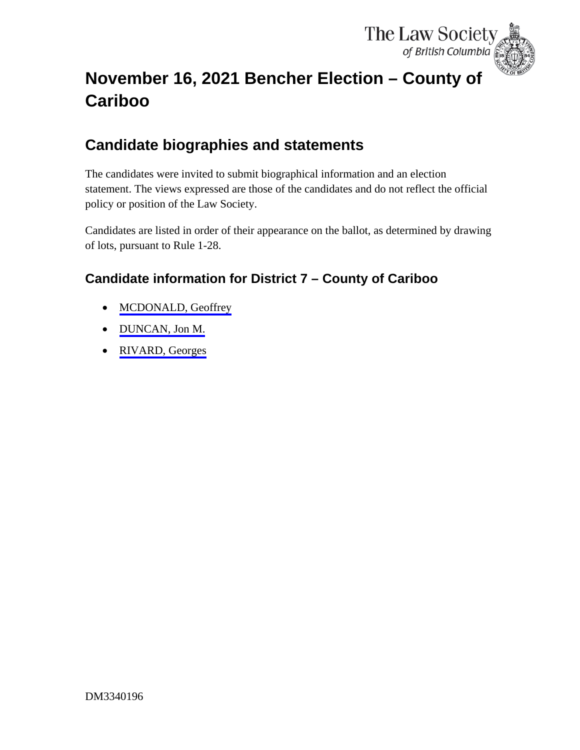# November 16, 2021 Bencher Election – County of Cariboo

## Candidate biographies and statements

The candidates were invited to submit biographical information and an election statement. The views expressed are those of the candidates and do not reflect the official policy or position of the Law Society.

Candidates are listed in order of their appearance on the ballot, as determined by drawing of lots, pursuant to Rule 1-28.

### Candidate information for District 7 – County of Cariboo

- MCDONALD, Geoffrey
- DUNCAN, Jon M.
- RIVARD, Georges

DM3340196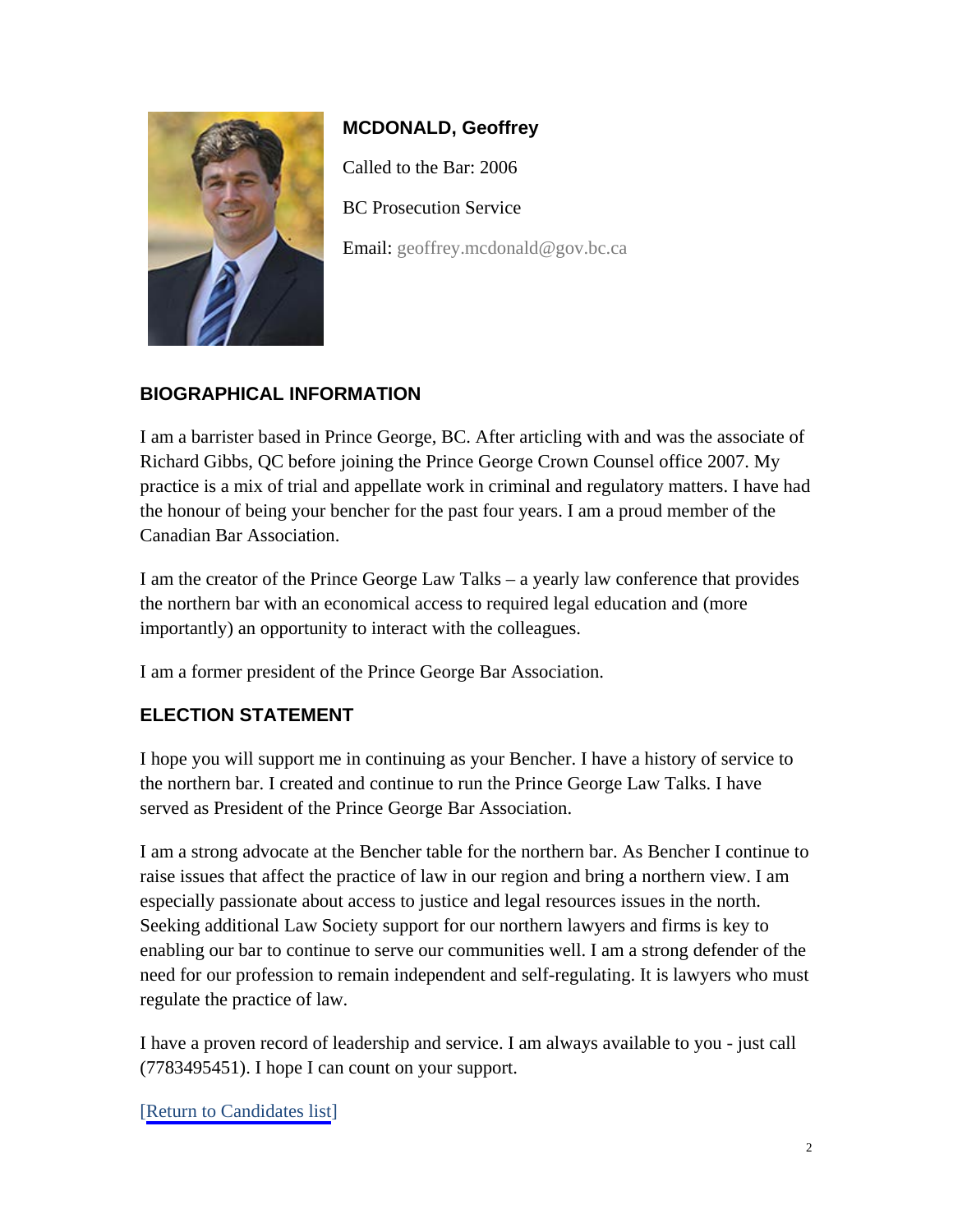**MCDONALD, Geoffrey**

Called to the Bar: 2006

BC Prosecution Service

Email: geoffrey.mcdonald@gov.bc.ca

## BIOGRAPHICAL INFORMATION

I am a barrister based in Prince George, BC. After articling with and was the associate of Richard Gibbs, QC before joining the Prince George Crown Counsel office 2007. My practice is a mix of trial and appellate work in criminal and regulatory matters. I have had the honour of being your bencher for the past four years. I am a proud member of the Canadian Bar Association.

I am the creator of the Prince George Law Talks – a yearly law conference that provides the northern bar with an economical access to required legal education and (more importantly) an opportunity to interact with the colleagues.

I am a former president of the Prince George Bar Association.

## ELECTION STATEMENT

I hope you will support me in continuing as your Bencher. I have a history of service to the northern bar. I created and continue to run the Prince George Law Talks. I have served as President of the Prince George Bar Association.

I am a strong advocate at the Bencher table for the northern bar. As Bencher I continue to raise issues that affect the practice of law in our region and bring a northern view. I am especially passionate about access to justice and legal resources issues in the north. Seeking additional Law Society support for our northern lawyers and firms is key to enabling our bar to continue to serve our communities well. I am a strong defender of the need for our profession to remain independent and self-regulating. It is lawyers who must regulate the practice of law.

I have a proven record of leadership and service. I am always available to you - just call (7783495451). I hope I can count on your support.

[Return to Candidates list]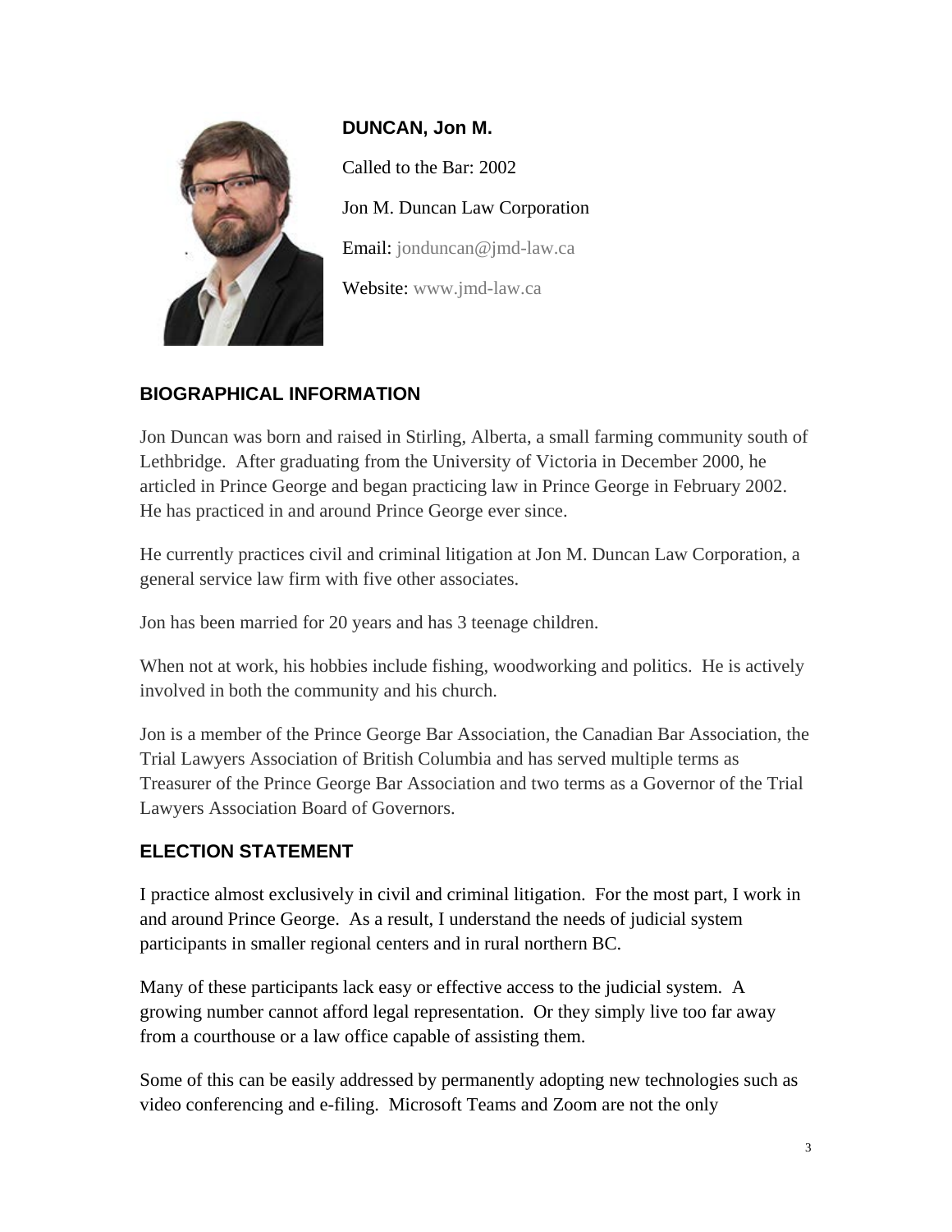**DUNCAN, Jon M.**

Called to the Bar: 2002

Jon M. Duncan Law Corporation

Email: jonduncan@jmd-law.ca

Website: www.jmd-law.ca

## BIOGRAPHICAL INFORMATION

Jon Duncan was born and raised in Stirling, Alberta, a small farming community south of Lethbridge. After graduating from the University of Victoria in December 2000, he articled in Prince George and began practicing law in Prince George in February 2002. He has practiced in and around Prince George ever since.

He currently practices civil and criminal litigation at Jon M. Duncan Law Corporation, a general service law firm with five other associates.

Jon has been married for 20 years and has 3 teenage children.

When not at work, his hobbies include fishing, woodworking and politics. He is actively involved in both the community and his church.

Jon is a member of the Prince George Bar Association, the Canadian Bar Association, the Trial Lawyers Association of British Columbia and has served multiple terms as Treasurer of the Prince George Bar Association and two terms as a Governor of the Trial Lawyers Association Board of Governors.

## ELECTION STATEMENT

I practice almost exclusively in civil and criminal litigation. For the most part, I work in and around Prince George. As a result, I understand the needs of judicial system participants in smaller regional centers and in rural northern BC.

Many of these participants lack easy or effective access to the judicial system. A growing number cannot afford legal representation. Or they simply live too far away from a courthouse or a law office capable of assisting them.

Some of this can be easily addressed by permanently adopting new technologies such as video conferencing and e-filing. Microsoft Teams and Zoom are not the only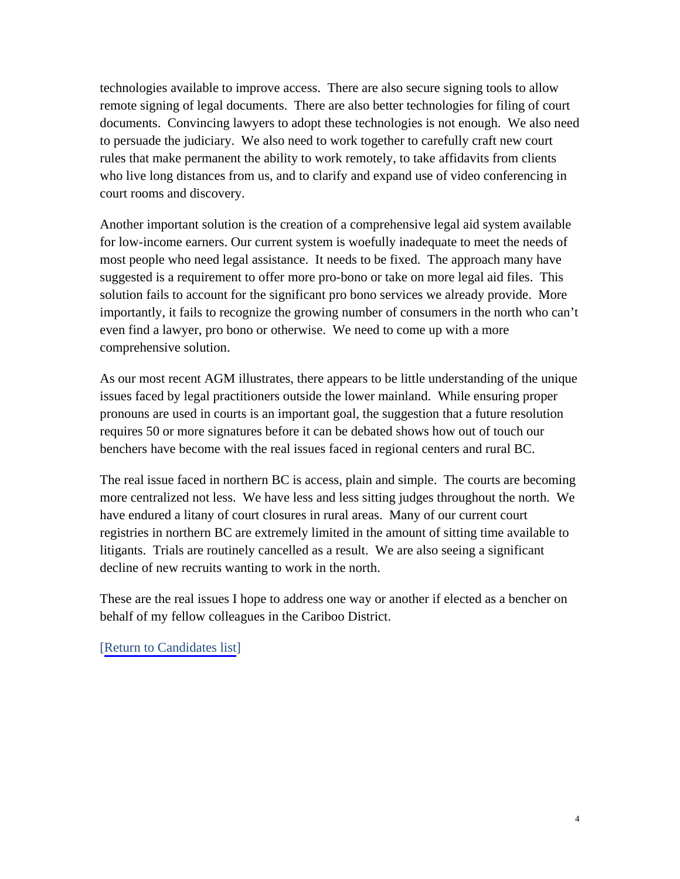technologies available to improve access. There are also secure signing tools to allow remote signing of legal documents. There are also better technologies for filing of court documents. Convincing lawyers to adopt these technologies is not enough. We also need to persuade the judiciary. We also need to work together to carefully craft new court rules that make permanent the ability to work remotely, to take affidavits from clients who live long distances from us, and to clarify and expand use of video conferencing in court rooms and discovery.

Another important solution is the creation of a comprehensive legal aid system available for low-income earners. Our current system is woefully inadequate to meet the needs of most people who need legal assistance. It needs to be fixed. The approach many have suggested is a requirement to offer more pro-bono or take on more legal aid files. This solution fails to account for the significant pro bono services we already provide. More importantly, it fails to recognize the growing number of consumers in the north who can't even find a lawyer, pro bono or otherwise. We need to come up with a more comprehensive solution.

As our most recent AGM illustrates, there appears to be little understanding of the unique issues faced by legal practitioners outside the lower mainland. While ensuring proper pronouns are used in courts is an important goal, the suggestion that a future resolution requires 50 or more signatures before it can be debated shows how out of touch our benchers have become with the real issues faced in regional centers and rural BC.

The real issue faced in northern BC is access, plain and simple. The courts are becoming more centralized not less. We have less and less sitting judges throughout the north. We have endured a litany of court closures in rural areas. Many of our current court registries in northern BC are extremely limited in the amount of sitting time available to litigants. Trials are routinely cancelled as a result. We are also seeing a significant decline of new recruits wanting to work in the north.

These are the real issues I hope to address one way or another if elected as a bencher on behalf of my fellow colleagues in the Cariboo District.

[Return to Candidates list]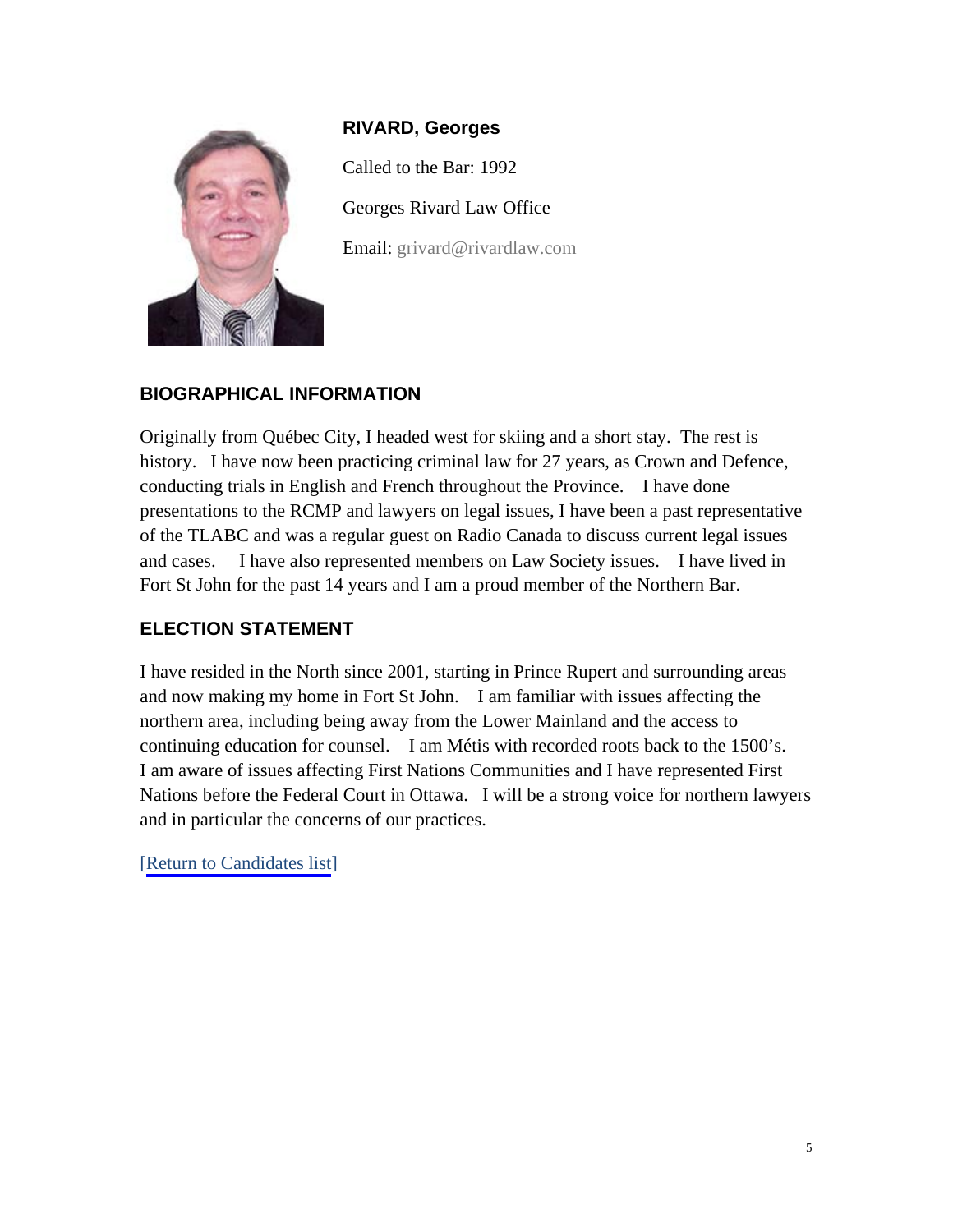**RIVARD, Georges**

Called to the Bar: 1992

Georges Rivard Law Office

Email: grivard@rivardlaw.com

## BIOGRAPHICAL INFORMATION

Originally from Québec City, I headed west for skiing and a short stay. The rest is history. I have now been practicing criminal law for 27 years, as Crown and Defence, conducting trials in English and French throughout the Province. I have done presentations to the RCMP and lawyers on legal issues, I have been a past representative of the TLABC and was a regular guest on Radio Canada to discuss current legal issues and cases. I have also represented members on Law Society issues. I have lived in Fort St John for the past 14 years and I am a proud member of the Northern Bar.

## ELECTION STATEMENT

I have resided in the North since 2001, starting in Prince Rupert and surrounding areas and now making my home in Fort St John. I am familiar with issues affecting the northern area, including being away from the Lower Mainland and the access to continuing education for counsel. I am Métis with recorded roots back to the 1500's. I am aware of issues affecting First Nations Communities and I have represented First Nations before the Federal Court in Ottawa. I will be a strong voice for northern lawyers and in particular the concerns of our practices.

[Return to Candidates list]